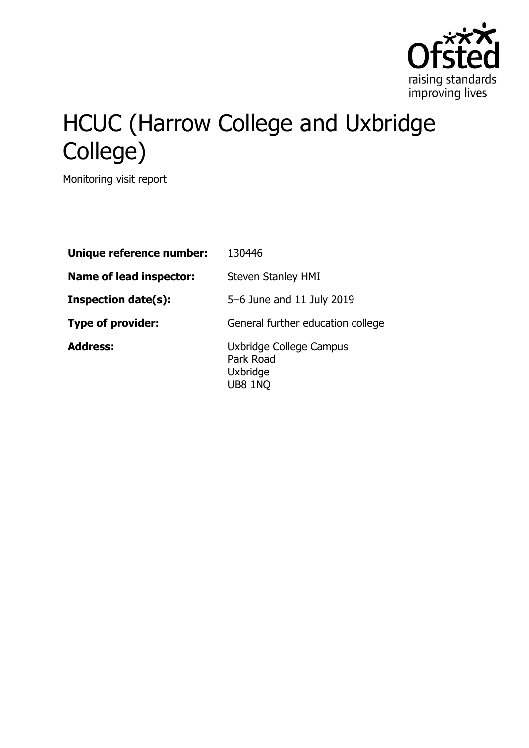# HCUC (Harrow College and Uxbridge College)

Monitoring visit report

| | |
|---|---|
| **Unique reference number:** | 130446 |
| **Name of lead inspector:** | Steven Stanley HMI |
| **Inspection date(s):** | 5–6 June and 11 July 2019 |
| **Type of provider:** | General further education college |
| **Address:** | Uxbridge College Campus<br>Park Road<br>Uxbridge<br>UB8 1NQ |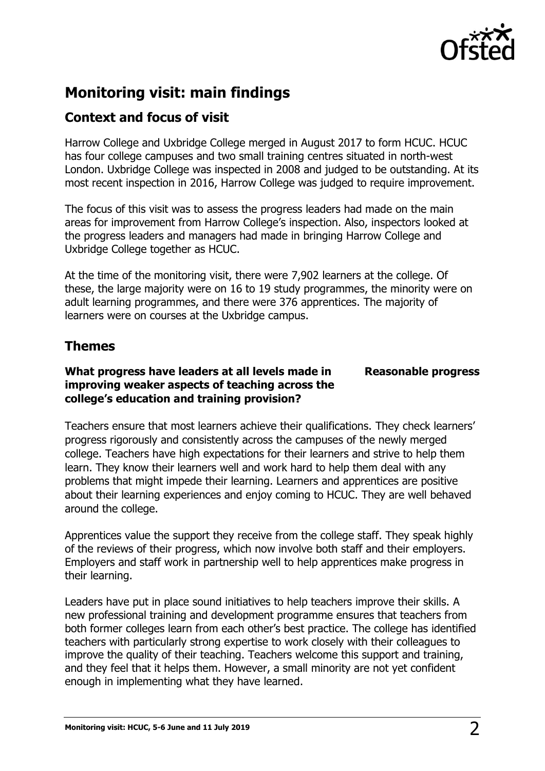## Monitoring visit: main findings

### Context and focus of visit

Harrow College and Uxbridge College merged in August 2017 to form HCUC. HCUC has four college campuses and two small training centres situated in north-west London. Uxbridge College was inspected in 2008 and judged to be outstanding. At its most recent inspection in 2016, Harrow College was judged to require improvement.

The focus of this visit was to assess the progress leaders had made on the main areas for improvement from Harrow College's inspection. Also, inspectors looked at the progress leaders and managers had made in bringing Harrow College and Uxbridge College together as HCUC.

At the time of the monitoring visit, there were 7,902 learners at the college. Of these, the large majority were on 16 to 19 study programmes, the minority were on adult learning programmes, and there were 376 apprentices. The majority of learners were on courses at the Uxbridge campus.

### Themes

**What progress have leaders at all levels made in improving weaker aspects of teaching across the college's education and training provision?** **Reasonable progress**

Teachers ensure that most learners achieve their qualifications. They check learners' progress rigorously and consistently across the campuses of the newly merged college. Teachers have high expectations for their learners and strive to help them learn. They know their learners well and work hard to help them deal with any problems that might impede their learning. Learners and apprentices are positive about their learning experiences and enjoy coming to HCUC. They are well behaved around the college.

Apprentices value the support they receive from the college staff. They speak highly of the reviews of their progress, which now involve both staff and their employers. Employers and staff work in partnership well to help apprentices make progress in their learning.

Leaders have put in place sound initiatives to help teachers improve their skills. A new professional training and development programme ensures that teachers from both former colleges learn from each other's best practice. The college has identified teachers with particularly strong expertise to work closely with their colleagues to improve the quality of their teaching. Teachers welcome this support and training, and they feel that it helps them. However, a small minority are not yet confident enough in implementing what they have learned.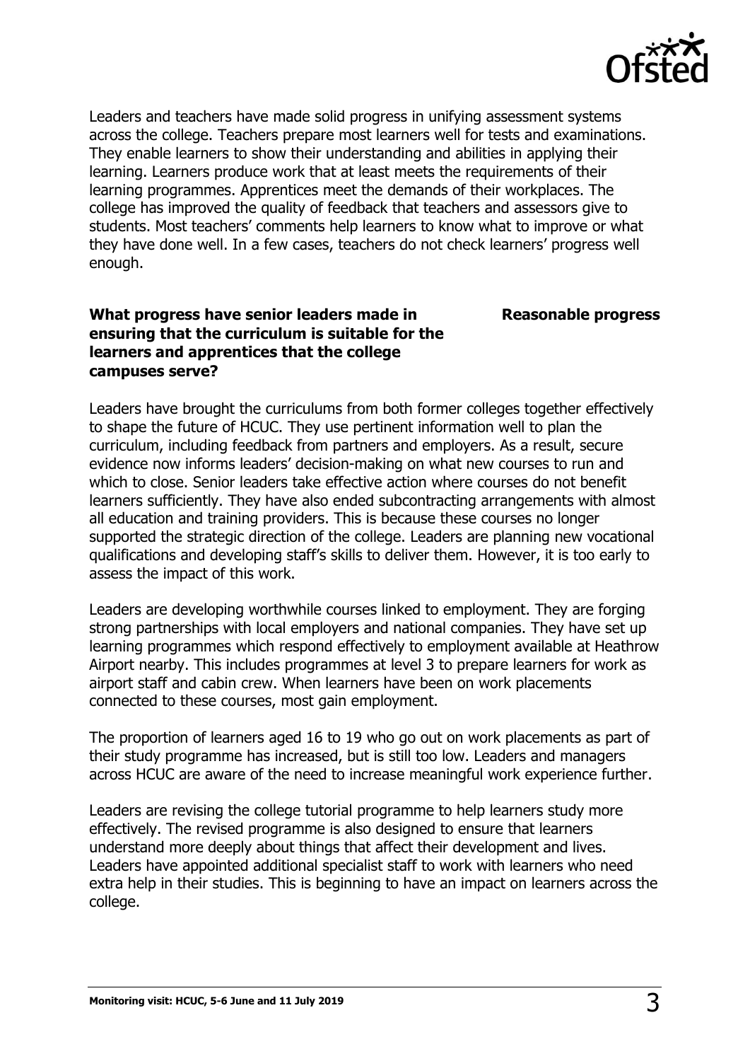Leaders and teachers have made solid progress in unifying assessment systems across the college. Teachers prepare most learners well for tests and examinations. They enable learners to show their understanding and abilities in applying their learning. Learners produce work that at least meets the requirements of their learning programmes. Apprentices meet the demands of their workplaces. The college has improved the quality of feedback that teachers and assessors give to students. Most teachers' comments help learners to know what to improve or what they have done well. In a few cases, teachers do not check learners' progress well enough.

**What progress have senior leaders made in ensuring that the curriculum is suitable for the learners and apprentices that the college campuses serve?** **Reasonable progress**

Leaders have brought the curriculums from both former colleges together effectively to shape the future of HCUC. They use pertinent information well to plan the curriculum, including feedback from partners and employers. As a result, secure evidence now informs leaders' decision-making on what new courses to run and which to close. Senior leaders take effective action where courses do not benefit learners sufficiently. They have also ended subcontracting arrangements with almost all education and training providers. This is because these courses no longer supported the strategic direction of the college. Leaders are planning new vocational qualifications and developing staff's skills to deliver them. However, it is too early to assess the impact of this work.

Leaders are developing worthwhile courses linked to employment. They are forging strong partnerships with local employers and national companies. They have set up learning programmes which respond effectively to employment available at Heathrow Airport nearby. This includes programmes at level 3 to prepare learners for work as airport staff and cabin crew. When learners have been on work placements connected to these courses, most gain employment.

The proportion of learners aged 16 to 19 who go out on work placements as part of their study programme has increased, but is still too low. Leaders and managers across HCUC are aware of the need to increase meaningful work experience further.

Leaders are revising the college tutorial programme to help learners study more effectively. The revised programme is also designed to ensure that learners understand more deeply about things that affect their development and lives. Leaders have appointed additional specialist staff to work with learners who need extra help in their studies. This is beginning to have an impact on learners across the college.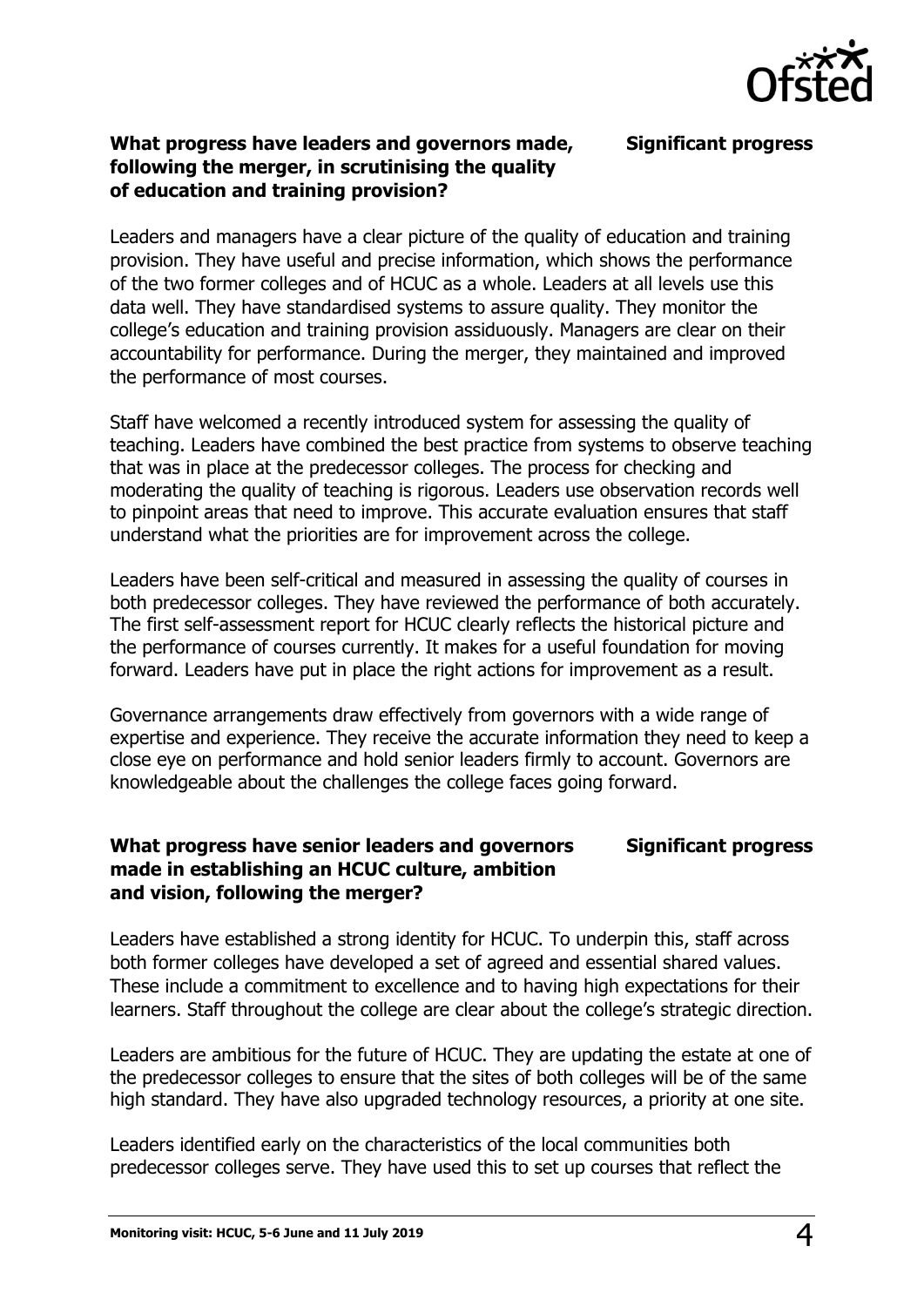**What progress have leaders and governors made, following the merger, in scrutinising the quality of education and training provision?** **Significant progress**

Leaders and managers have a clear picture of the quality of education and training provision. They have useful and precise information, which shows the performance of the two former colleges and of HCUC as a whole. Leaders at all levels use this data well. They have standardised systems to assure quality. They monitor the college's education and training provision assiduously. Managers are clear on their accountability for performance. During the merger, they maintained and improved the performance of most courses.

Staff have welcomed a recently introduced system for assessing the quality of teaching. Leaders have combined the best practice from systems to observe teaching that was in place at the predecessor colleges. The process for checking and moderating the quality of teaching is rigorous. Leaders use observation records well to pinpoint areas that need to improve. This accurate evaluation ensures that staff understand what the priorities are for improvement across the college.

Leaders have been self-critical and measured in assessing the quality of courses in both predecessor colleges. They have reviewed the performance of both accurately. The first self-assessment report for HCUC clearly reflects the historical picture and the performance of courses currently. It makes for a useful foundation for moving forward. Leaders have put in place the right actions for improvement as a result.

Governance arrangements draw effectively from governors with a wide range of expertise and experience. They receive the accurate information they need to keep a close eye on performance and hold senior leaders firmly to account. Governors are knowledgeable about the challenges the college faces going forward.

**What progress have senior leaders and governors made in establishing an HCUC culture, ambition and vision, following the merger?** **Significant progress**

Leaders have established a strong identity for HCUC. To underpin this, staff across both former colleges have developed a set of agreed and essential shared values. These include a commitment to excellence and to having high expectations for their learners. Staff throughout the college are clear about the college's strategic direction.

Leaders are ambitious for the future of HCUC. They are updating the estate at one of the predecessor colleges to ensure that the sites of both colleges will be of the same high standard. They have also upgraded technology resources, a priority at one site.

Leaders identified early on the characteristics of the local communities both predecessor colleges serve. They have used this to set up courses that reflect the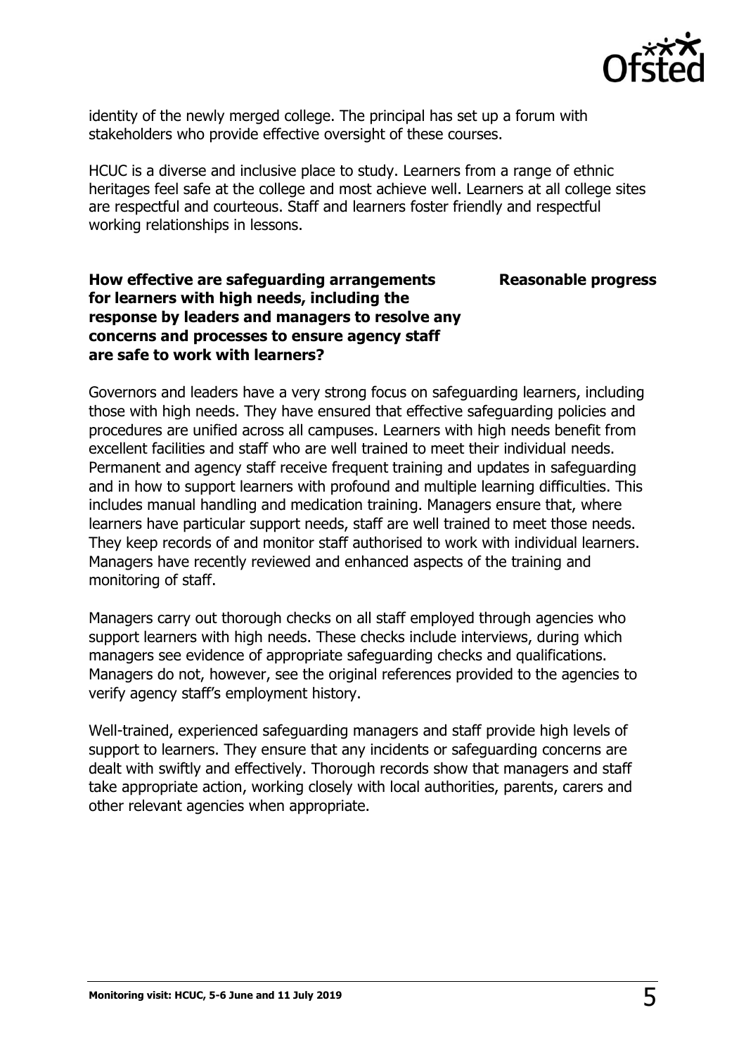identity of the newly merged college. The principal has set up a forum with stakeholders who provide effective oversight of these courses.

HCUC is a diverse and inclusive place to study. Learners from a range of ethnic heritages feel safe at the college and most achieve well. Learners at all college sites are respectful and courteous. Staff and learners foster friendly and respectful working relationships in lessons.

**How effective are safeguarding arrangements for learners with high needs, including the response by leaders and managers to resolve any concerns and processes to ensure agency staff are safe to work with learners?** **Reasonable progress**

Governors and leaders have a very strong focus on safeguarding learners, including those with high needs. They have ensured that effective safeguarding policies and procedures are unified across all campuses. Learners with high needs benefit from excellent facilities and staff who are well trained to meet their individual needs. Permanent and agency staff receive frequent training and updates in safeguarding and in how to support learners with profound and multiple learning difficulties. This includes manual handling and medication training. Managers ensure that, where learners have particular support needs, staff are well trained to meet those needs. They keep records of and monitor staff authorised to work with individual learners. Managers have recently reviewed and enhanced aspects of the training and monitoring of staff.

Managers carry out thorough checks on all staff employed through agencies who support learners with high needs. These checks include interviews, during which managers see evidence of appropriate safeguarding checks and qualifications. Managers do not, however, see the original references provided to the agencies to verify agency staff's employment history.

Well-trained, experienced safeguarding managers and staff provide high levels of support to learners. They ensure that any incidents or safeguarding concerns are dealt with swiftly and effectively. Thorough records show that managers and staff take appropriate action, working closely with local authorities, parents, carers and other relevant agencies when appropriate.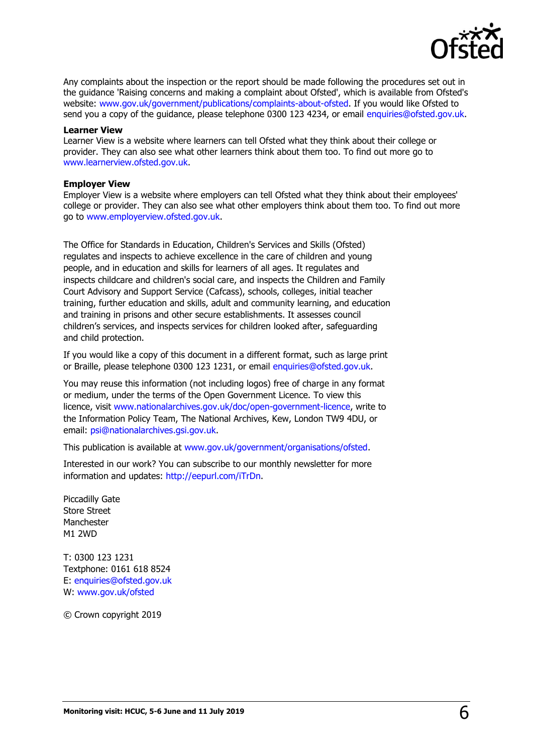Any complaints about the inspection or the report should be made following the procedures set out in the guidance 'Raising concerns and making a complaint about Ofsted', which is available from Ofsted's website: www.gov.uk/government/publications/complaints-about-ofsted. If you would like Ofsted to send you a copy of the guidance, please telephone 0300 123 4234, or email enquiries@ofsted.gov.uk.

**Learner View**
Learner View is a website where learners can tell Ofsted what they think about their college or provider. They can also see what other learners think about them too. To find out more go to www.learnerview.ofsted.gov.uk.

**Employer View**
Employer View is a website where employers can tell Ofsted what they think about their employees' college or provider. They can also see what other employers think about them too. To find out more go to www.employerview.ofsted.gov.uk.

The Office for Standards in Education, Children's Services and Skills (Ofsted) regulates and inspects to achieve excellence in the care of children and young people, and in education and skills for learners of all ages. It regulates and inspects childcare and children's social care, and inspects the Children and Family Court Advisory and Support Service (Cafcass), schools, colleges, initial teacher training, further education and skills, adult and community learning, and education and training in prisons and other secure establishments. It assesses council children's services, and inspects services for children looked after, safeguarding and child protection.

If you would like a copy of this document in a different format, such as large print or Braille, please telephone 0300 123 1231, or email enquiries@ofsted.gov.uk.

You may reuse this information (not including logos) free of charge in any format or medium, under the terms of the Open Government Licence. To view this licence, visit www.nationalarchives.gov.uk/doc/open-government-licence, write to the Information Policy Team, The National Archives, Kew, London TW9 4DU, or email: psi@nationalarchives.gsi.gov.uk.

This publication is available at www.gov.uk/government/organisations/ofsted.

Interested in our work? You can subscribe to our monthly newsletter for more information and updates: http://eepurl.com/iTrDn.

Piccadilly Gate
Store Street
Manchester
M1 2WD

T: 0300 123 1231
Textphone: 0161 618 8524
E: enquiries@ofsted.gov.uk
W: www.gov.uk/ofsted

© Crown copyright 2019